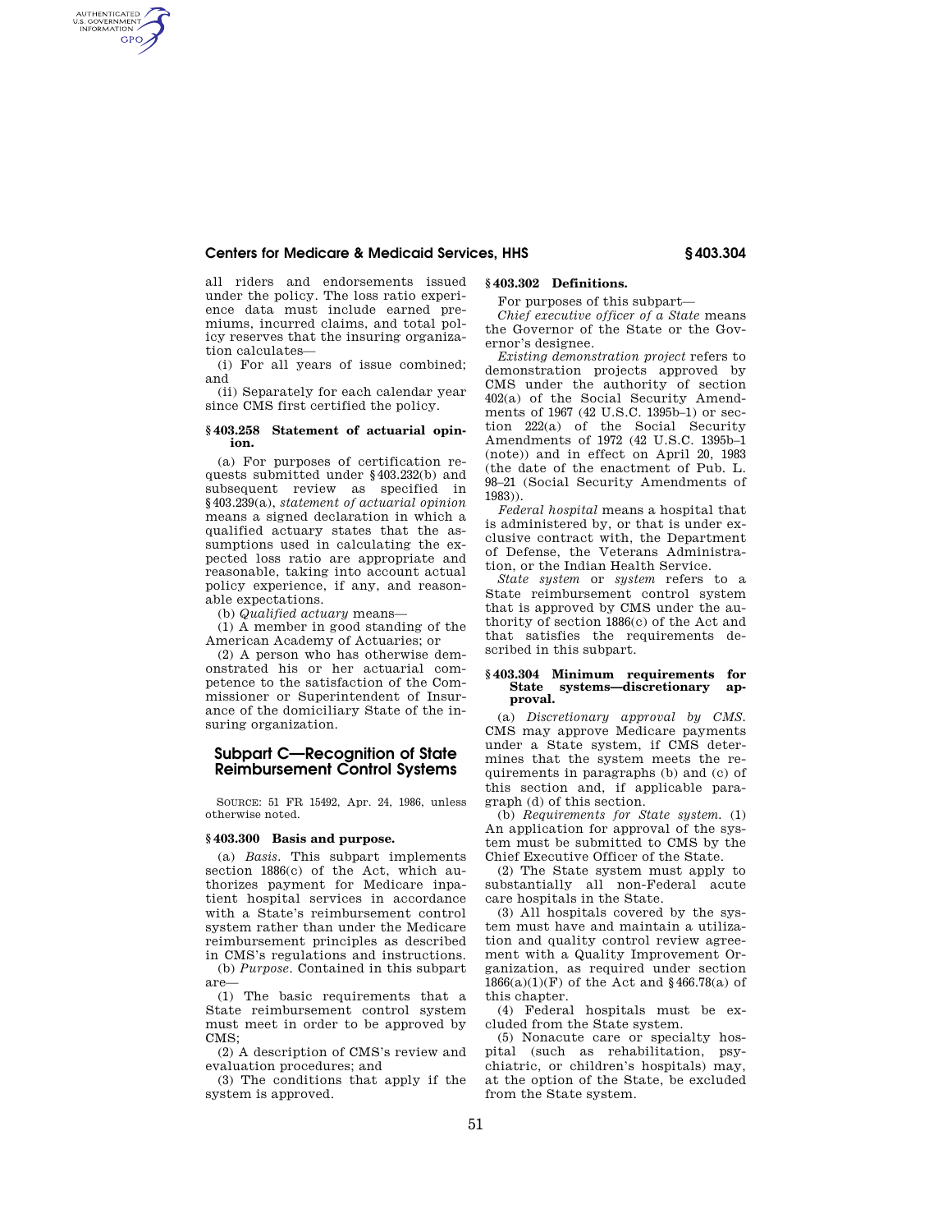all riders and endorsements issued under the policy. The loss ratio experience data must include earned premiums, incurred claims, and total policy reserves that the insuring organization calculates—

(i) For all years of issue combined; and

(ii) Separately for each calendar year since CMS first certified the policy.

#### § 403.258 Statement of actuarial opinion.

(a) For purposes of certification requests submitted under § 403.232(b) and subsequent review as specified in § 403.239(a), *statement of actuarial opinion* means a signed declaration in which a qualified actuary states that the assumptions used in calculating the expected loss ratio are appropriate and reasonable, taking into account actual policy experience, if any, and reasonable expectations.

(b) *Qualified actuary* means—

(1) A member in good standing of the American Academy of Actuaries; or

(2) A person who has otherwise demonstrated his or her actuarial competence to the satisfaction of the Commissioner or Superintendent of Insurance of the domiciliary State of the insuring organization.

## Subpart C—Recognition of State Reimbursement Control Systems

SOURCE: 51 FR 15492, Apr. 24, 1986, unless otherwise noted.

#### § 403.300 Basis and purpose.

(a) *Basis.* This subpart implements section 1886(c) of the Act, which authorizes payment for Medicare inpatient hospital services in accordance with a State's reimbursement control system rather than under the Medicare reimbursement principles as described in CMS's regulations and instructions.

(b) *Purpose.* Contained in this subpart are—

(1) The basic requirements that a State reimbursement control system must meet in order to be approved by CMS;

(2) A description of CMS's review and evaluation procedures; and

(3) The conditions that apply if the system is approved.

#### § 403.302 Definitions.

For purposes of this subpart—

*Chief executive officer of a State* means the Governor of the State or the Governor's designee.

*Existing demonstration project* refers to demonstration projects approved by CMS under the authority of section 402(a) of the Social Security Amendments of 1967 (42 U.S.C. 1395b–1) or section 222(a) of the Social Security Amendments of 1972 (42 U.S.C. 1395b–1 (note)) and in effect on April 20, 1983 (the date of the enactment of Pub. L. 98–21 (Social Security Amendments of 1983)).

*Federal hospital* means a hospital that is administered by, or that is under exclusive contract with, the Department of Defense, the Veterans Administration, or the Indian Health Service.

*State system* or *system* refers to a State reimbursement control system that is approved by CMS under the authority of section 1886(c) of the Act and that satisfies the requirements described in this subpart.

#### § 403.304 Minimum requirements for State systems—discretionary approval.

(a) *Discretionary approval by CMS.* CMS may approve Medicare payments under a State system, if CMS determines that the system meets the requirements in paragraphs (b) and (c) of this section and, if applicable paragraph (d) of this section.

(b) *Requirements for State system.* (1) An application for approval of the system must be submitted to CMS by the Chief Executive Officer of the State.

(2) The State system must apply to substantially all non-Federal acute care hospitals in the State.

(3) All hospitals covered by the system must have and maintain a utilization and quality control review agreement with a Quality Improvement Organization, as required under section 1866(a)(1)(F) of the Act and § 466.78(a) of this chapter.

(4) Federal hospitals must be excluded from the State system.

(5) Nonacute care or specialty hospital (such as rehabilitation, psychiatric, or children's hospitals) may, at the option of the State, be excluded from the State system.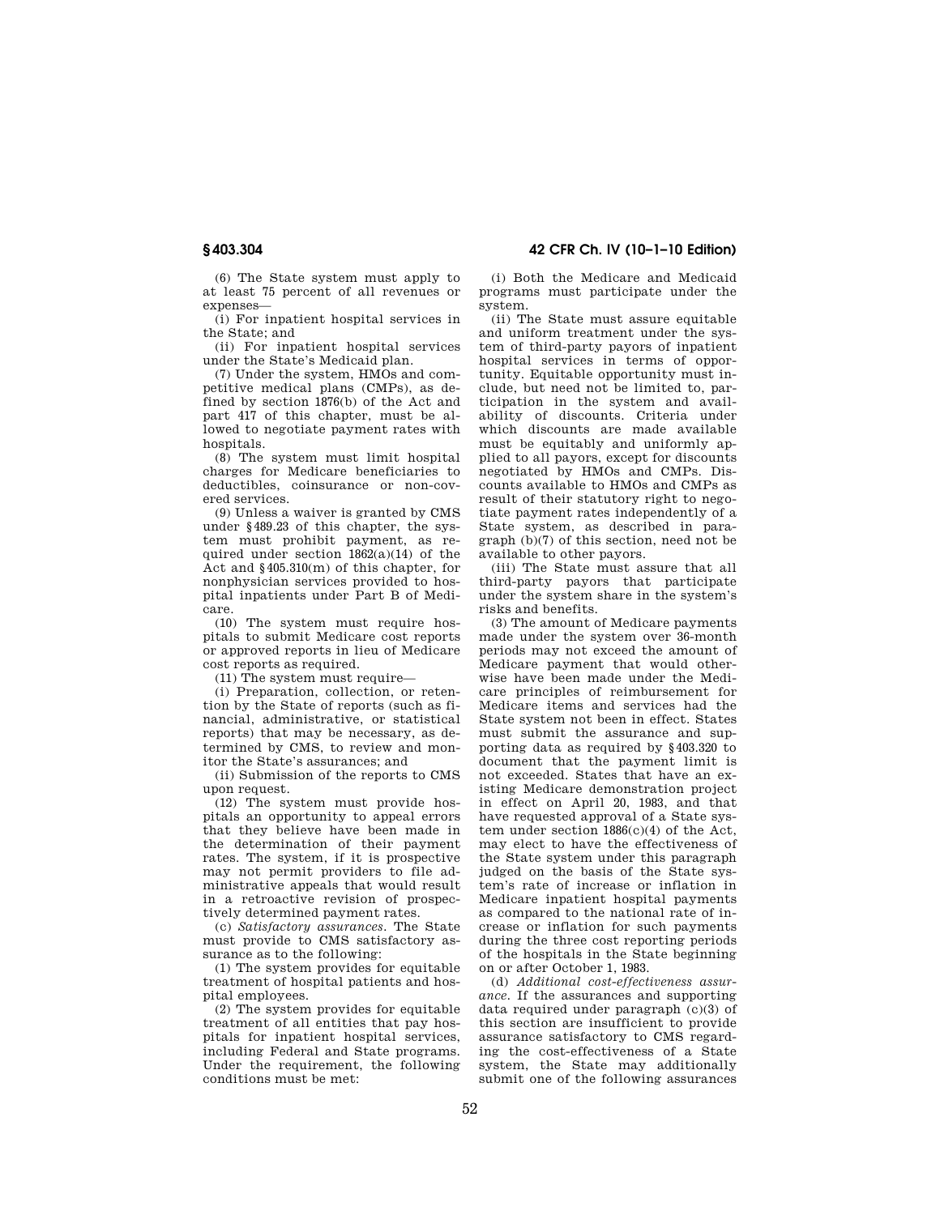(6) The State system must apply to at least 75 percent of all revenues or expenses—

(i) For inpatient hospital services in the State; and

(ii) For inpatient hospital services under the State's Medicaid plan.

(7) Under the system, HMOs and competitive medical plans (CMPs), as defined by section 1876(b) of the Act and part 417 of this chapter, must be allowed to negotiate payment rates with hospitals.

(8) The system must limit hospital charges for Medicare beneficiaries to deductibles, coinsurance or non-covered services.

(9) Unless a waiver is granted by CMS under §489.23 of this chapter, the system must prohibit payment, as required under section 1862(a)(14) of the Act and §405.310(m) of this chapter, for nonphysician services provided to hospital inpatients under Part B of Medicare.

(10) The system must require hospitals to submit Medicare cost reports or approved reports in lieu of Medicare cost reports as required.

(11) The system must require—

(i) Preparation, collection, or retention by the State of reports (such as financial, administrative, or statistical reports) that may be necessary, as determined by CMS, to review and monitor the State's assurances; and

(ii) Submission of the reports to CMS upon request.

(12) The system must provide hospitals an opportunity to appeal errors that they believe have been made in the determination of their payment rates. The system, if it is prospective may not permit providers to file administrative appeals that would result in a retroactive revision of prospectively determined payment rates.

(c) *Satisfactory assurances.* The State must provide to CMS satisfactory assurance as to the following:

(1) The system provides for equitable treatment of hospital patients and hospital employees.

(2) The system provides for equitable treatment of all entities that pay hospitals for inpatient hospital services, including Federal and State programs. Under the requirement, the following conditions must be met:

(i) Both the Medicare and Medicaid programs must participate under the system.

(ii) The State must assure equitable and uniform treatment under the system of third-party payors of inpatient hospital services in terms of opportunity. Equitable opportunity must include, but need not be limited to, participation in the system and availability of discounts. Criteria under which discounts are made available must be equitably and uniformly applied to all payors, except for discounts negotiated by HMOs and CMPs. Discounts available to HMOs and CMPs as result of their statutory right to negotiate payment rates independently of a State system, as described in paragraph (b)(7) of this section, need not be available to other payors.

(iii) The State must assure that all third-party payors that participate under the system share in the system's risks and benefits.

(3) The amount of Medicare payments made under the system over 36-month periods may not exceed the amount of Medicare payment that would otherwise have been made under the Medicare principles of reimbursement for Medicare items and services had the State system not been in effect. States must submit the assurance and supporting data as required by §403.320 to document that the payment limit is not exceeded. States that have an existing Medicare demonstration project in effect on April 20, 1983, and that have requested approval of a State system under section 1886(c)(4) of the Act, may elect to have the effectiveness of the State system under this paragraph judged on the basis of the State system's rate of increase or inflation in Medicare inpatient hospital payments as compared to the national rate of increase or inflation for such payments during the three cost reporting periods of the hospitals in the State beginning on or after October 1, 1983.

(d) *Additional cost-effectiveness assurance.* If the assurances and supporting data required under paragraph (c)(3) of this section are insufficient to provide assurance satisfactory to CMS regarding the cost-effectiveness of a State system, the State may additionally submit one of the following assurances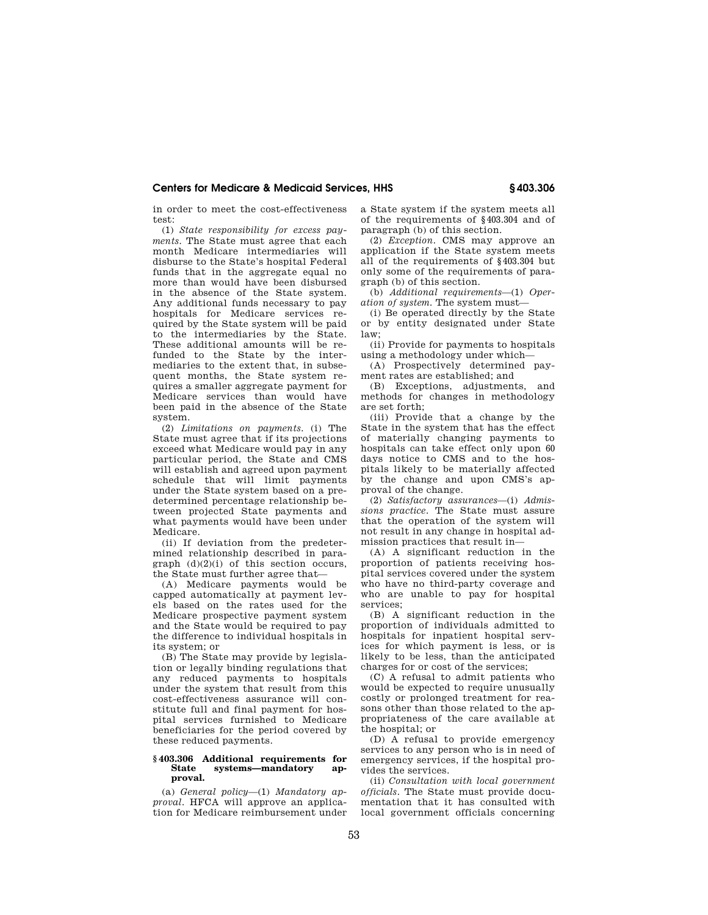in order to meet the cost-effectiveness test:

(1) *State responsibility for excess payments.* The State must agree that each month Medicare intermediaries will disburse to the State's hospital Federal funds that in the aggregate equal no more than would have been disbursed in the absence of the State system. Any additional funds necessary to pay hospitals for Medicare services required by the State system will be paid to the intermediaries by the State. These additional amounts will be refunded to the State by the intermediaries to the extent that, in subsequent months, the State system requires a smaller aggregate payment for Medicare services than would have been paid in the absence of the State system.

(2) *Limitations on payments.* (i) The State must agree that if its projections exceed what Medicare would pay in any particular period, the State and CMS will establish and agreed upon payment schedule that will limit payments under the State system based on a predetermined percentage relationship between projected State payments and what payments would have been under Medicare.

(ii) If deviation from the predetermined relationship described in paragraph (d)(2)(i) of this section occurs, the State must further agree that—

(A) Medicare payments would be capped automatically at payment levels based on the rates used for the Medicare prospective payment system and the State would be required to pay the difference to individual hospitals in its system; or

(B) The State may provide by legislation or legally binding regulations that any reduced payments to hospitals under the system that result from this cost-effectiveness assurance will constitute full and final payment for hospital services furnished to Medicare beneficiaries for the period covered by these reduced payments.

### § 403.306 Additional requirements for State systems—mandatory approval.

(a) *General policy*—(1) *Mandatory approval.* HFCA will approve an application for Medicare reimbursement under a State system if the system meets all of the requirements of § 403.304 and of paragraph (b) of this section.

(2) *Exception.* CMS may approve an application if the State system meets all of the requirements of § 403.304 but only some of the requirements of paragraph (b) of this section.

(b) *Additional requirements*—(1) *Operation of system.* The system must—

(i) Be operated directly by the State or by entity designated under State law;

(ii) Provide for payments to hospitals using a methodology under which—

(A) Prospectively determined payment rates are established; and

(B) Exceptions, adjustments, and methods for changes in methodology are set forth;

(iii) Provide that a change by the State in the system that has the effect of materially changing payments to hospitals can take effect only upon 60 days notice to CMS and to the hospitals likely to be materially affected by the change and upon CMS's approval of the change.

(2) *Satisfactory assurances*—(i) *Admissions practice.* The State must assure that the operation of the system will not result in any change in hospital admission practices that result in—

(A) A significant reduction in the proportion of patients receiving hospital services covered under the system who have no third-party coverage and who are unable to pay for hospital services;

(B) A significant reduction in the proportion of individuals admitted to hospitals for inpatient hospital services for which payment is less, or is likely to be less, than the anticipated charges for or cost of the services;

(C) A refusal to admit patients who would be expected to require unusually costly or prolonged treatment for reasons other than those related to the appropriateness of the care available at the hospital; or

(D) A refusal to provide emergency services to any person who is in need of emergency services, if the hospital provides the services.

(ii) *Consultation with local government officials.* The State must provide documentation that it has consulted with local government officials concerning